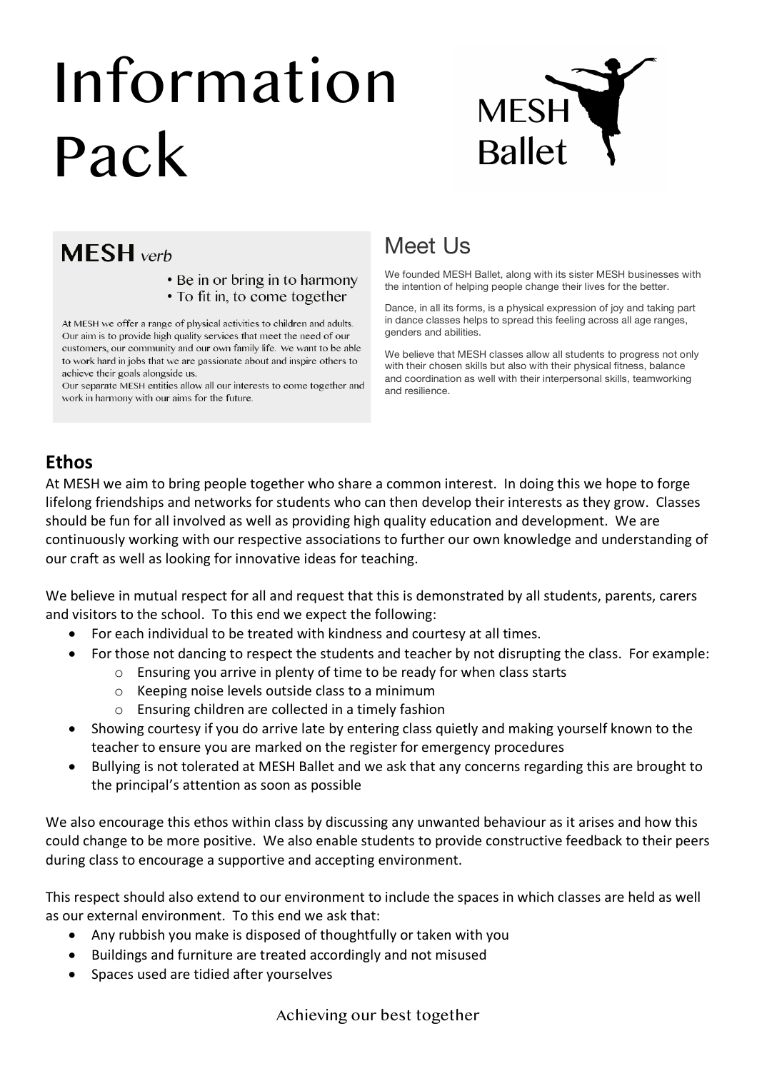# Information Pack

MESH Ballet

## MESH *verb*

- Be in or bring in to harmony
- To fit in, to come together

At MESH we offer a range of physical activities to children and adults. Our aim is to provide high quality services that meet the need of our customers, our community and our own family life. We want to be able to work hard in jobs that we are passionate about and inspire others to achieve their goals alongside us.

Our separate MESH entities allow all our interests to come together and work in harmony with our aims for the future.

## Meet Us

We founded MESH Ballet, along with its sister MESH businesses with the intention of helping people change their lives for the better.

Dance, in all its forms, is a physical expression of joy and taking part in dance classes helps to spread this feeling across all age ranges, genders and abilities.

We believe that MESH classes allow all students to progress not only with their chosen skills but also with their physical fitness, balance and coordination as well with their interpersonal skills, teamworking and resilience.

## Ethos

At MESH we aim to bring people together who share a common interest. In doing this we hope to forge lifelong friendships and networks for students who can then develop their interests as they grow. Classes should be fun for all involved as well as providing high quality education and development. We are continuously working with our respective associations to further our own knowledge and understanding of our craft as well as looking for innovative ideas for teaching.

We believe in mutual respect for all and request that this is demonstrated by all students, parents, carers and visitors to the school. To this end we expect the following:

- For each individual to be treated with kindness and courtesy at all times.
- For those not dancing to respect the students and teacher by not disrupting the class. For example:
  - Ensuring you arrive in plenty of time to be ready for when class starts
  - Keeping noise levels outside class to a minimum
  - Ensuring children are collected in a timely fashion
- Showing courtesy if you do arrive late by entering class quietly and making yourself known to the teacher to ensure you are marked on the register for emergency procedures
- Bullying is not tolerated at MESH Ballet and we ask that any concerns regarding this are brought to the principal's attention as soon as possible

We also encourage this ethos within class by discussing any unwanted behaviour as it arises and how this could change to be more positive. We also enable students to provide constructive feedback to their peers during class to encourage a supportive and accepting environment.

This respect should also extend to our environment to include the spaces in which classes are held as well as our external environment. To this end we ask that:

- Any rubbish you make is disposed of thoughtfully or taken with you
- Buildings and furniture are treated accordingly and not misused
- Spaces used are tidied after yourselves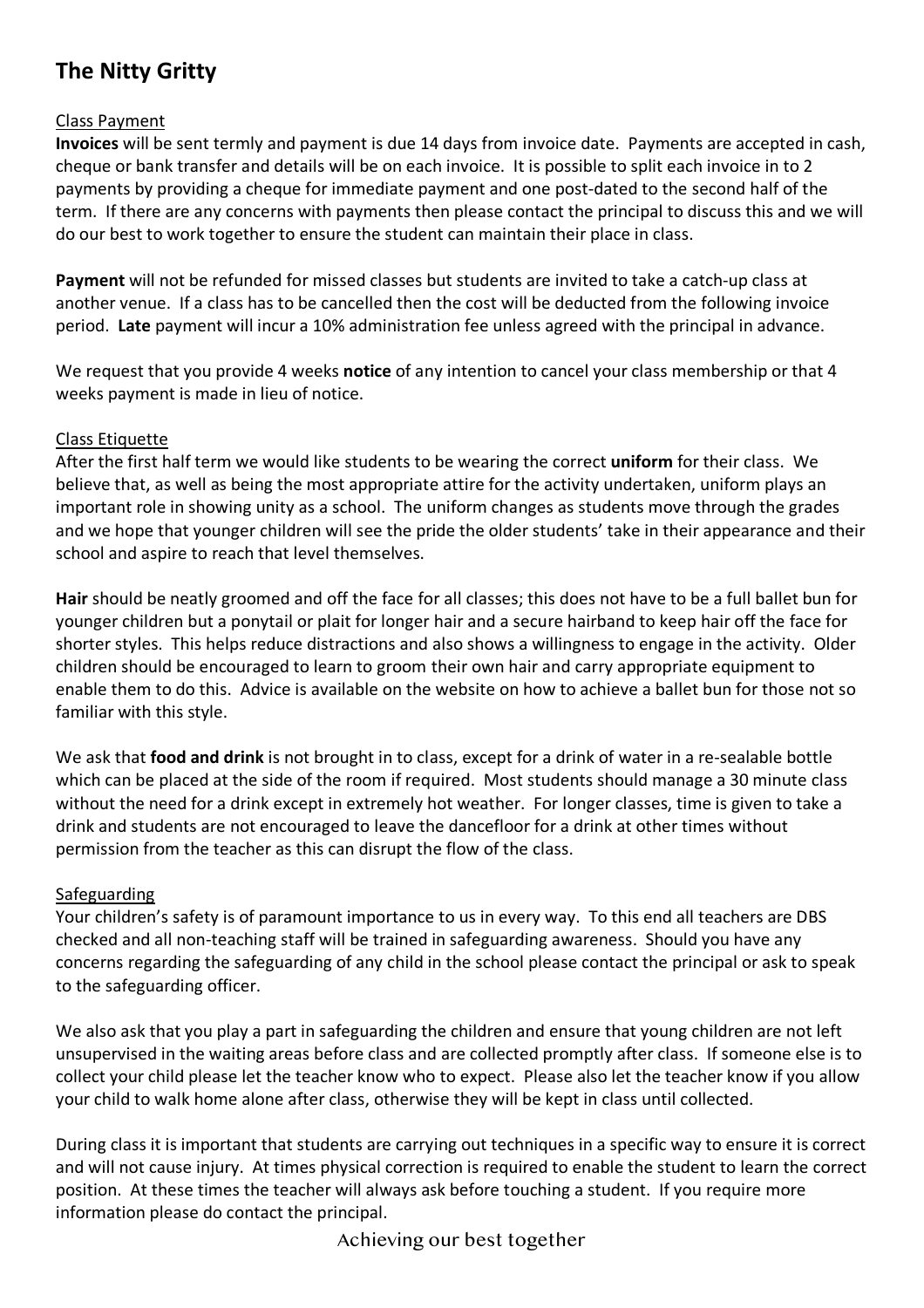# The Nitty Gritty

Class Payment

**Invoices** will be sent termly and payment is due 14 days from invoice date. Payments are accepted in cash, cheque or bank transfer and details will be on each invoice. It is possible to split each invoice in to 2 payments by providing a cheque for immediate payment and one post-dated to the second half of the term. If there are any concerns with payments then please contact the principal to discuss this and we will do our best to work together to ensure the student can maintain their place in class.

**Payment** will not be refunded for missed classes but students are invited to take a catch-up class at another venue. If a class has to be cancelled then the cost will be deducted from the following invoice period. **Late** payment will incur a 10% administration fee unless agreed with the principal in advance.

We request that you provide 4 weeks **notice** of any intention to cancel your class membership or that 4 weeks payment is made in lieu of notice.

Class Etiquette

After the first half term we would like students to be wearing the correct **uniform** for their class. We believe that, as well as being the most appropriate attire for the activity undertaken, uniform plays an important role in showing unity as a school. The uniform changes as students move through the grades and we hope that younger children will see the pride the older students' take in their appearance and their school and aspire to reach that level themselves.

**Hair** should be neatly groomed and off the face for all classes; this does not have to be a full ballet bun for younger children but a ponytail or plait for longer hair and a secure hairband to keep hair off the face for shorter styles. This helps reduce distractions and also shows a willingness to engage in the activity. Older children should be encouraged to learn to groom their own hair and carry appropriate equipment to enable them to do this. Advice is available on the website on how to achieve a ballet bun for those not so familiar with this style.

We ask that **food and drink** is not brought in to class, except for a drink of water in a re-sealable bottle which can be placed at the side of the room if required. Most students should manage a 30 minute class without the need for a drink except in extremely hot weather. For longer classes, time is given to take a drink and students are not encouraged to leave the dancefloor for a drink at other times without permission from the teacher as this can disrupt the flow of the class.

Safeguarding

Your children's safety is of paramount importance to us in every way. To this end all teachers are DBS checked and all non-teaching staff will be trained in safeguarding awareness. Should you have any concerns regarding the safeguarding of any child in the school please contact the principal or ask to speak to the safeguarding officer.

We also ask that you play a part in safeguarding the children and ensure that young children are not left unsupervised in the waiting areas before class and are collected promptly after class. If someone else is to collect your child please let the teacher know who to expect. Please also let the teacher know if you allow your child to walk home alone after class, otherwise they will be kept in class until collected.

During class it is important that students are carrying out techniques in a specific way to ensure it is correct and will not cause injury. At times physical correction is required to enable the student to learn the correct position. At these times the teacher will always ask before touching a student. If you require more information please do contact the principal.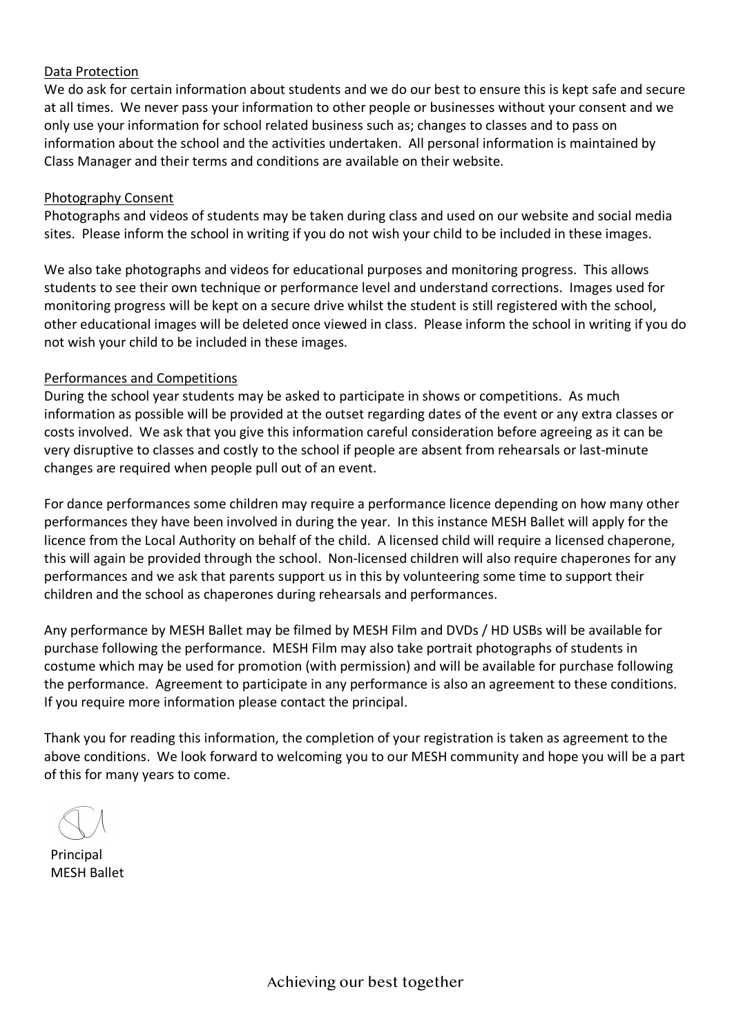## Data Protection

We do ask for certain information about students and we do our best to ensure this is kept safe and secure at all times. We never pass your information to other people or businesses without your consent and we only use your information for school related business such as; changes to classes and to pass on information about the school and the activities undertaken. All personal information is maintained by Class Manager and their terms and conditions are available on their website.

## Photography Consent

Photographs and videos of students may be taken during class and used on our website and social media sites. Please inform the school in writing if you do not wish your child to be included in these images.

We also take photographs and videos for educational purposes and monitoring progress. This allows students to see their own technique or performance level and understand corrections. Images used for monitoring progress will be kept on a secure drive whilst the student is still registered with the school, other educational images will be deleted once viewed in class. Please inform the school in writing if you do not wish your child to be included in these images.

## Performances and Competitions

During the school year students may be asked to participate in shows or competitions. As much information as possible will be provided at the outset regarding dates of the event or any extra classes or costs involved. We ask that you give this information careful consideration before agreeing as it can be very disruptive to classes and costly to the school if people are absent from rehearsals or last-minute changes are required when people pull out of an event.

For dance performances some children may require a performance licence depending on how many other performances they have been involved in during the year. In this instance MESH Ballet will apply for the licence from the Local Authority on behalf of the child. A licensed child will require a licensed chaperone, this will again be provided through the school. Non-licensed children will also require chaperones for any performances and we ask that parents support us in this by volunteering some time to support their children and the school as chaperones during rehearsals and performances.

Any performance by MESH Ballet may be filmed by MESH Film and DVDs / HD USBs will be available for purchase following the performance. MESH Film may also take portrait photographs of students in costume which may be used for promotion (with permission) and will be available for purchase following the performance. Agreement to participate in any performance is also an agreement to these conditions. If you require more information please contact the principal.

Thank you for reading this information, the completion of your registration is taken as agreement to the above conditions. We look forward to welcoming you to our MESH community and hope you will be a part of this for many years to come.

Principal
MESH Ballet

Achieving our best together